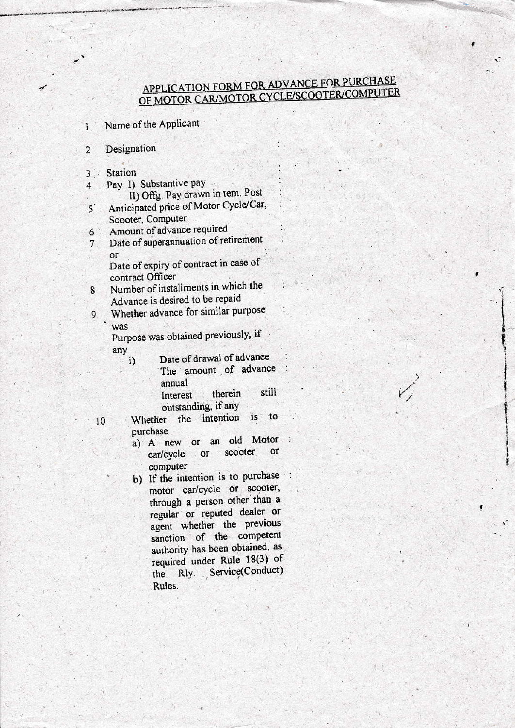## APPLICATION FORM FOR ADVANCE FOR PURCHASE OF MOTOR CAR/MOTOR CYCLE/SCOOTER/COMPUTER

1 Name of the Applicant :

2 Designation :

3 Station :

4 Pay I) Substantive pay :
   II) Offg. Pay drawn in tem. Post :

5 Anticipated price of Motor Cycle/Car, Scooter, Computer :

6 Amount of advance required :

7 Date of superannuation of retirement :
   or
   Date of expiry of contract in case of contract Officer

8 Number of installments in which the Advance is desired to be repaid :

9 Whether advance for similar purpose was :
   Purpose was obtained previously, if any
   - i) Date of drawal of advance :
     The amount of advance annual :
     Interest therein still outstanding, if any

10 Whether the intention is to purchase
   - a) A new or an old Motor car/cycle or scooter or computer :
   - b) If the intention is to purchase motor car/cycle or scooter, through a person other than a regular or reputed dealer or agent whether the previous sanction of the competent authority has been obtained, as required under Rule 18(3) of the Rly. Service(Conduct) Rules. :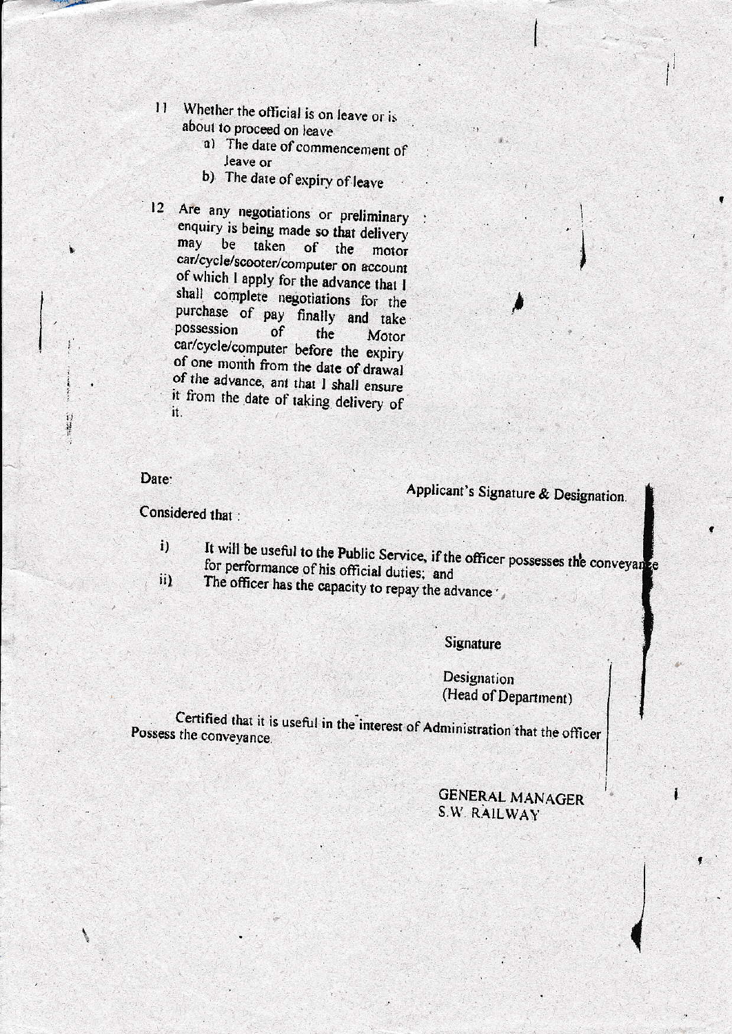11 Whether the official is on leave or is about to proceed on leave

a) The date of commencement of leave or

b) The date of expiry of leave

12 Are any negotiations or preliminary enquiry is being made so that delivery may be taken of the motor car/cycle/scooter/computer on account of which I apply for the advance that I shall complete negotiations for the purchase of pay finally and take possession of the Motor car/cycle/computer before the expiry of one month from the date of drawal of the advance, ant that I shall ensure it from the date of taking delivery of it. :

Date:

Applicant's Signature & Designation.

Considered that :

i) It will be useful to the Public Service, if the officer possesses the conveyance for performance of his official duties; and

ii) The officer has the capacity to repay the advance

Signature

Designation
(Head of Department)

Certified that it is useful in the interest of Administration that the officer Possess the conveyance.

GENERAL MANAGER
S.W. RAILWAY